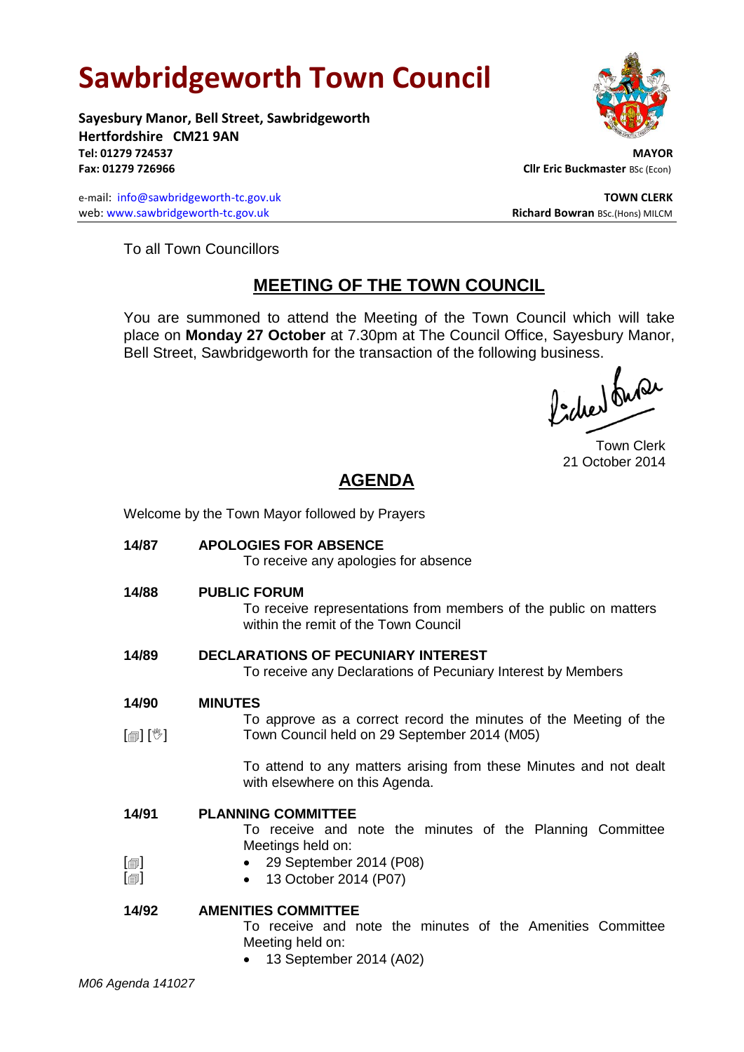# Sawbridgeworth Town Council

**Sayesbury Manor, Bell Street, Sawbridgeworth**
**Hertfordshire CM21 9AN**
**Tel: 01279 724537**
**Fax: 01279 726966**

**MAYOR**
**Cllr Eric Buckmaster** BSc (Econ)

e-mail: info@sawbridgeworth-tc.gov.uk
web: www.sawbridgeworth-tc.gov.uk

**TOWN CLERK**
**Richard Bowran** BSc.(Hons) MILCM

To all Town Councillors

## MEETING OF THE TOWN COUNCIL

You are summoned to attend the Meeting of the Town Council which will take place on **Monday 27 October** at 7.30pm at The Council Office, Sayesbury Manor, Bell Street, Sawbridgeworth for the transaction of the following business.

Town Clerk
21 October 2014

## AGENDA

Welcome by the Town Mayor followed by Prayers

**14/87 APOLOGIES FOR ABSENCE**
To receive any apologies for absence

**14/88 PUBLIC FORUM**
To receive representations from members of the public on matters within the remit of the Town Council

**14/89 DECLARATIONS OF PECUNIARY INTEREST**
To receive any Declarations of Pecuniary Interest by Members

**14/90 MINUTES**
[] [] To approve as a correct record the minutes of the Meeting of the Town Council held on 29 September 2014 (M05)

To attend to any matters arising from these Minutes and not dealt with elsewhere on this Agenda.

**14/91 PLANNING COMMITTEE**
To receive and note the minutes of the Planning Committee Meetings held on:

- [] 29 September 2014 (P08)
- [] 13 October 2014 (P07)

**14/92 AMENITIES COMMITTEE**
To receive and note the minutes of the Amenities Committee Meeting held on:

- 13 September 2014 (A02)

*M06 Agenda 141027*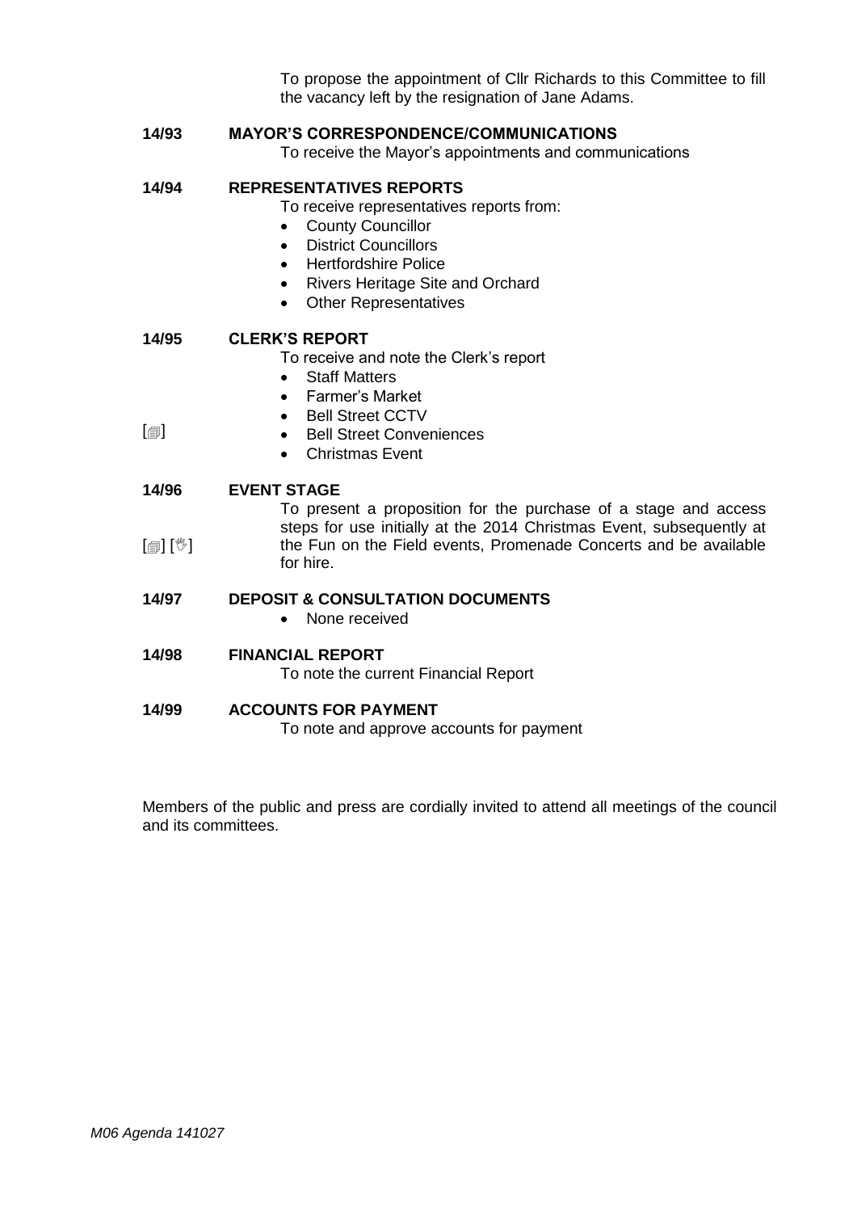To propose the appointment of Cllr Richards to this Committee to fill the vacancy left by the resignation of Jane Adams.

**14/93 MAYOR'S CORRESPONDENCE/COMMUNICATIONS**

To receive the Mayor's appointments and communications

**14/94 REPRESENTATIVES REPORTS**

To receive representatives reports from:

- County Councillor
- District Councillors
- Hertfordshire Police
- Rivers Heritage Site and Orchard
- Other Representatives

**14/95 CLERK'S REPORT**

To receive and note the Clerk's report

- Staff Matters
- Farmer's Market
- Bell Street CCTV
- Bell Street Conveniences [🗐]
- Christmas Event

**14/96 EVENT STAGE** [🗐] [✋]

To present a proposition for the purchase of a stage and access steps for use initially at the 2014 Christmas Event, subsequently at the Fun on the Field events, Promenade Concerts and be available for hire.

**14/97 DEPOSIT & CONSULTATION DOCUMENTS**

- None received

**14/98 FINANCIAL REPORT**

To note the current Financial Report

**14/99 ACCOUNTS FOR PAYMENT**

To note and approve accounts for payment

Members of the public and press are cordially invited to attend all meetings of the council and its committees.

*M06 Agenda 141027*